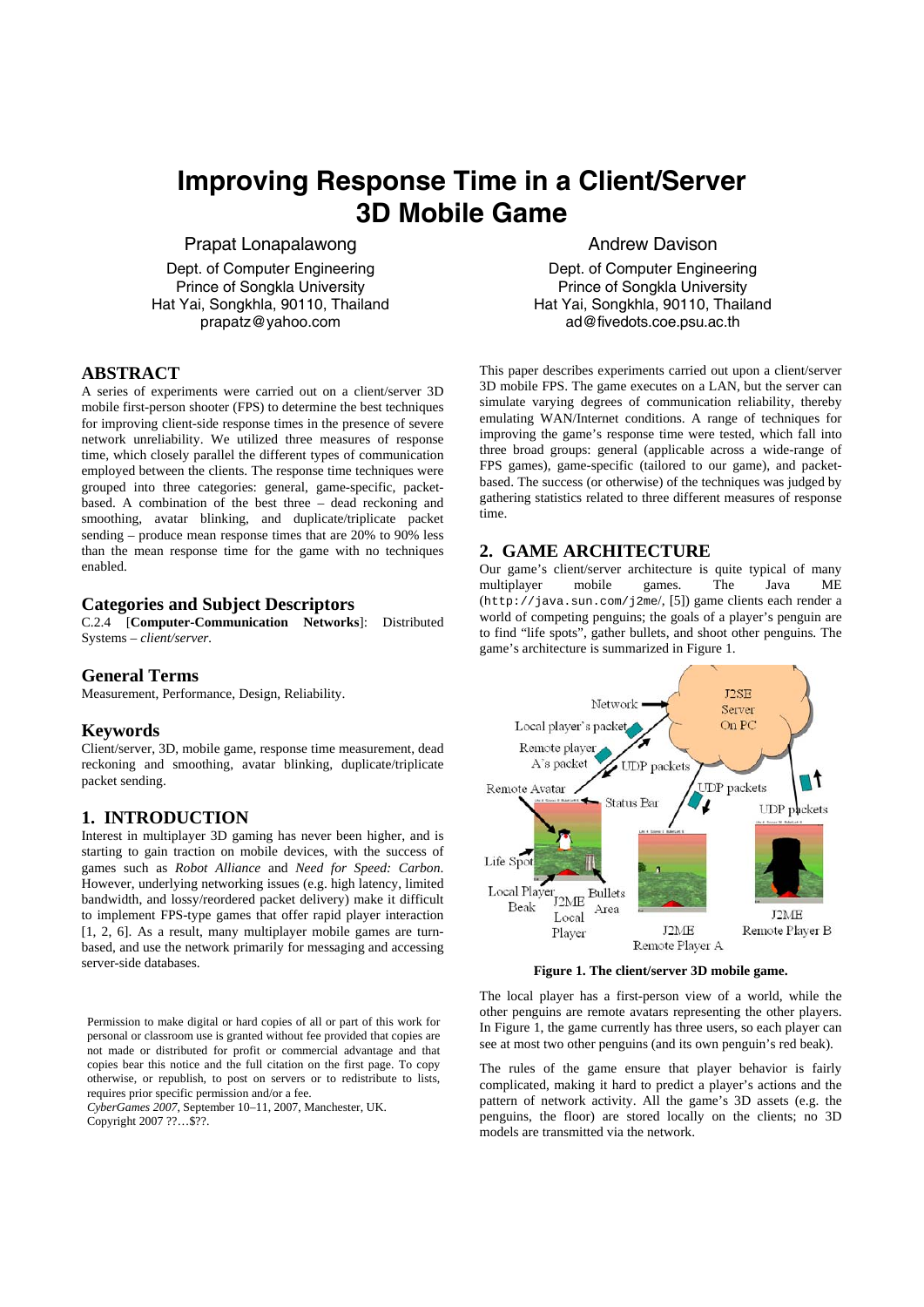# Improving Response Time in a Client/Server 3D Mobile Game

Prapat Lonapalawong
Dept. of Computer Engineering
Prince of Songkla University
Hat Yai, Songkhla, 90110, Thailand
prapatz@yahoo.com

Andrew Davison
Dept. of Computer Engineering
Prince of Songkla University
Hat Yai, Songkhla, 90110, Thailand
ad@fivedots.coe.psu.ac.th

## ABSTRACT

A series of experiments were carried out on a client/server 3D mobile first-person shooter (FPS) to determine the best techniques for improving client-side response times in the presence of severe network unreliability. We utilized three measures of response time, which closely parallel the different types of communication employed between the clients. The response time techniques were grouped into three categories: general, game-specific, packet-based. A combination of the best three – dead reckoning and smoothing, avatar blinking, and duplicate/triplicate packet sending – produce mean response times that are 20% to 90% less than the mean response time for the game with no techniques enabled.

## Categories and Subject Descriptors

C.2.4 [**Computer-Communication Networks**]: Distributed Systems – *client/server*.

## General Terms

Measurement, Performance, Design, Reliability.

## Keywords

Client/server, 3D, mobile game, response time measurement, dead reckoning and smoothing, avatar blinking, duplicate/triplicate packet sending.

## 1. INTRODUCTION

Interest in multiplayer 3D gaming has never been higher, and is starting to gain traction on mobile devices, with the success of games such as *Robot Alliance* and *Need for Speed: Carbon*. However, underlying networking issues (e.g. high latency, limited bandwidth, and lossy/reordered packet delivery) make it difficult to implement FPS-type games that offer rapid player interaction [1, 2, 6]. As a result, many multiplayer mobile games are turn-based, and use the network primarily for messaging and accessing server-side databases.

Permission to make digital or hard copies of all or part of this work for personal or classroom use is granted without fee provided that copies are not made or distributed for profit or commercial advantage and that copies bear this notice and the full citation on the first page. To copy otherwise, or republish, to post on servers or to redistribute to lists, requires prior specific permission and/or a fee.
*CyberGames 2007*, September 10–11, 2007, Manchester, UK.
Copyright 2007 ??…$??.

This paper describes experiments carried out upon a client/server 3D mobile FPS. The game executes on a LAN, but the server can simulate varying degrees of communication reliability, thereby emulating WAN/Internet conditions. A range of techniques for improving the game's response time were tested, which fall into three broad groups: general (applicable across a wide-range of FPS games), game-specific (tailored to our game), and packet-based. The success (or otherwise) of the techniques was judged by gathering statistics related to three different measures of response time.

## 2. GAME ARCHITECTURE

Our game's client/server architecture is quite typical of many multiplayer mobile games. The Java ME (`http://java.sun.com/j2me/`, [5]) game clients each render a world of competing penguins; the goals of a player's penguin are to find "life spots", gather bullets, and shoot other penguins. The game's architecture is summarized in Figure 1.

**Figure 1. The client/server 3D mobile game.**

The local player has a first-person view of a world, while the other penguins are remote avatars representing the other players. In Figure 1, the game currently has three users, so each player can see at most two other penguins (and its own penguin's red beak).

The rules of the game ensure that player behavior is fairly complicated, making it hard to predict a player's actions and the pattern of network activity. All the game's 3D assets (e.g. the penguins, the floor) are stored locally on the clients; no 3D models are transmitted via the network.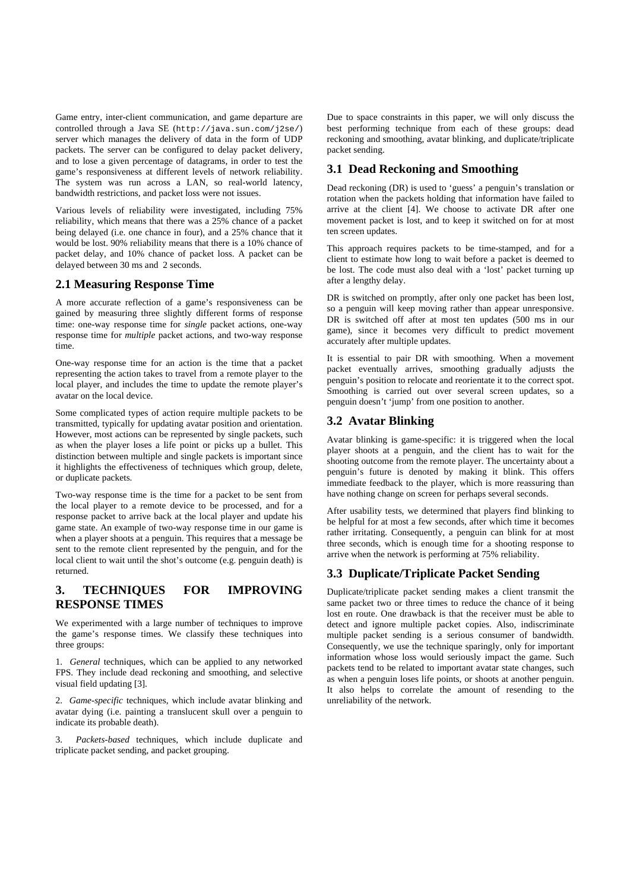Game entry, inter-client communication, and game departure are controlled through a Java SE (`http://java.sun.com/j2se/`) server which manages the delivery of data in the form of UDP packets. The server can be configured to delay packet delivery, and to lose a given percentage of datagrams, in order to test the game's responsiveness at different levels of network reliability. The system was run across a LAN, so real-world latency, bandwidth restrictions, and packet loss were not issues.

Various levels of reliability were investigated, including 75% reliability, which means that there was a 25% chance of a packet being delayed (i.e. one chance in four), and a 25% chance that it would be lost. 90% reliability means that there is a 10% chance of packet delay, and 10% chance of packet loss. A packet can be delayed between 30 ms and 2 seconds.

## 2.1 Measuring Response Time

A more accurate reflection of a game's responsiveness can be gained by measuring three slightly different forms of response time: one-way response time for *single* packet actions, one-way response time for *multiple* packet actions, and two-way response time.

One-way response time for an action is the time that a packet representing the action takes to travel from a remote player to the local player, and includes the time to update the remote player's avatar on the local device.

Some complicated types of action require multiple packets to be transmitted, typically for updating avatar position and orientation. However, most actions can be represented by single packets, such as when the player loses a life point or picks up a bullet. This distinction between multiple and single packets is important since it highlights the effectiveness of techniques which group, delete, or duplicate packets.

Two-way response time is the time for a packet to be sent from the local player to a remote device to be processed, and for a response packet to arrive back at the local player and update his game state. An example of two-way response time in our game is when a player shoots at a penguin. This requires that a message be sent to the remote client represented by the penguin, and for the local client to wait until the shot's outcome (e.g. penguin death) is returned.

# 3. TECHNIQUES FOR IMPROVING RESPONSE TIMES

We experimented with a large number of techniques to improve the game's response times. We classify these techniques into three groups:

1. *General* techniques, which can be applied to any networked FPS. They include dead reckoning and smoothing, and selective visual field updating [3].

2. *Game-specific* techniques, which include avatar blinking and avatar dying (i.e. painting a translucent skull over a penguin to indicate its probable death).

3. *Packets-based* techniques, which include duplicate and triplicate packet sending, and packet grouping.

Due to space constraints in this paper, we will only discuss the best performing technique from each of these groups: dead reckoning and smoothing, avatar blinking, and duplicate/triplicate packet sending.

## 3.1 Dead Reckoning and Smoothing

Dead reckoning (DR) is used to 'guess' a penguin's translation or rotation when the packets holding that information have failed to arrive at the client [4]. We choose to activate DR after one movement packet is lost, and to keep it switched on for at most ten screen updates.

This approach requires packets to be time-stamped, and for a client to estimate how long to wait before a packet is deemed to be lost. The code must also deal with a 'lost' packet turning up after a lengthy delay.

DR is switched on promptly, after only one packet has been lost, so a penguin will keep moving rather than appear unresponsive. DR is switched off after at most ten updates (500 ms in our game), since it becomes very difficult to predict movement accurately after multiple updates.

It is essential to pair DR with smoothing. When a movement packet eventually arrives, smoothing gradually adjusts the penguin's position to relocate and reorientate it to the correct spot. Smoothing is carried out over several screen updates, so a penguin doesn't 'jump' from one position to another.

## 3.2 Avatar Blinking

Avatar blinking is game-specific: it is triggered when the local player shoots at a penguin, and the client has to wait for the shooting outcome from the remote player. The uncertainty about a penguin's future is denoted by making it blink. This offers immediate feedback to the player, which is more reassuring than have nothing change on screen for perhaps several seconds.

After usability tests, we determined that players find blinking to be helpful for at most a few seconds, after which time it becomes rather irritating. Consequently, a penguin can blink for at most three seconds, which is enough time for a shooting response to arrive when the network is performing at 75% reliability.

## 3.3 Duplicate/Triplicate Packet Sending

Duplicate/triplicate packet sending makes a client transmit the same packet two or three times to reduce the chance of it being lost en route. One drawback is that the receiver must be able to detect and ignore multiple packet copies. Also, indiscriminate multiple packet sending is a serious consumer of bandwidth. Consequently, we use the technique sparingly, only for important information whose loss would seriously impact the game. Such packets tend to be related to important avatar state changes, such as when a penguin loses life points, or shoots at another penguin. It also helps to correlate the amount of resending to the unreliability of the network.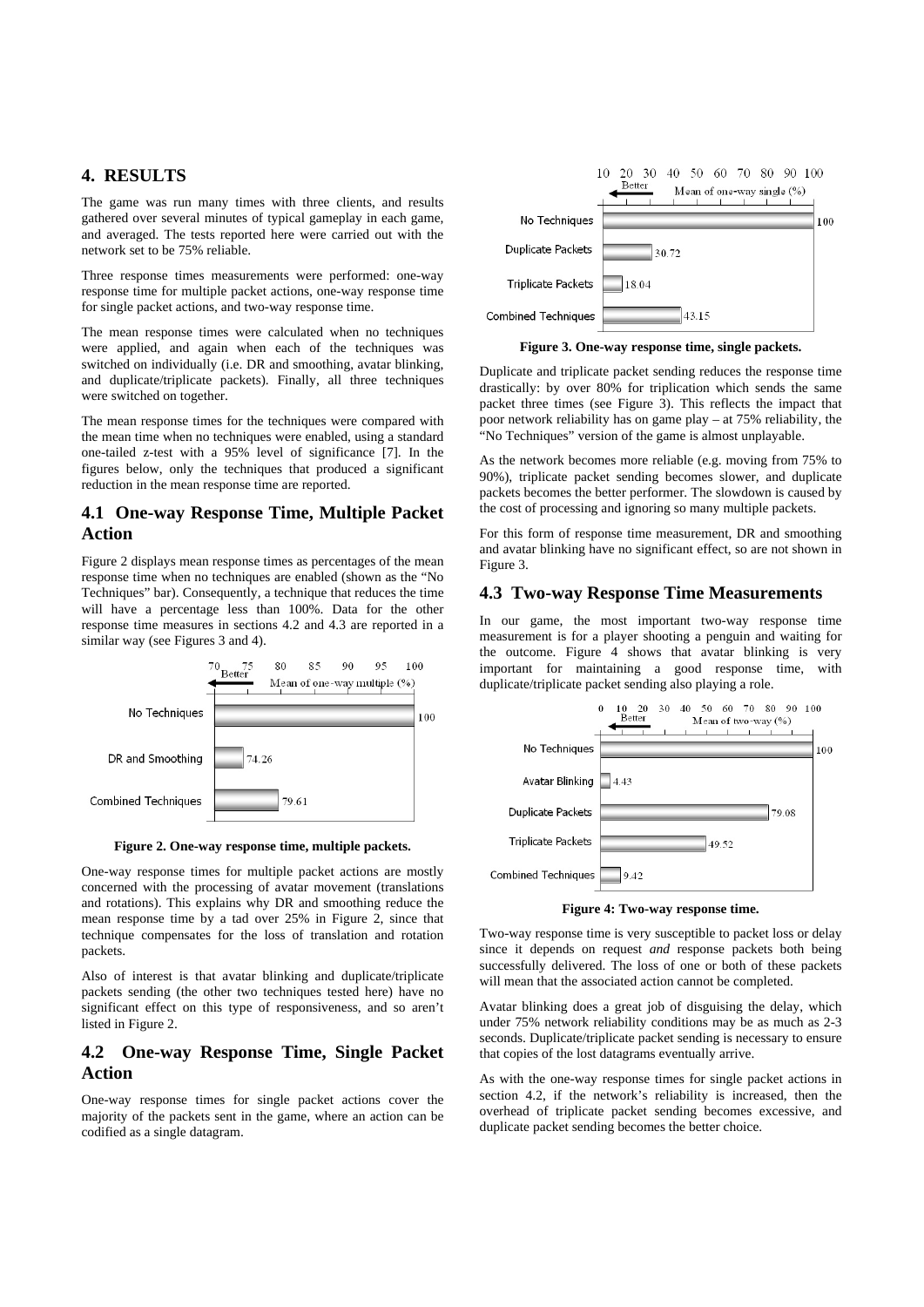## 4. RESULTS

The game was run many times with three clients, and results gathered over several minutes of typical gameplay in each game, and averaged. The tests reported here were carried out with the network set to be 75% reliable.

Three response times measurements were performed: one-way response time for multiple packet actions, one-way response time for single packet actions, and two-way response time.

The mean response times were calculated when no techniques were applied, and again when each of the techniques was switched on individually (i.e. DR and smoothing, avatar blinking, and duplicate/triplicate packets). Finally, all three techniques were switched on together.

The mean response times for the techniques were compared with the mean time when no techniques were enabled, using a standard one-tailed z-test with a 95% level of significance [7]. In the figures below, only the techniques that produced a significant reduction in the mean response time are reported.

### 4.1 One-way Response Time, Multiple Packet Action

Figure 2 displays mean response times as percentages of the mean response time when no techniques are enabled (shown as the "No Techniques" bar). Consequently, a technique that reduces the time will have a percentage less than 100%. Data for the other response time measures in sections 4.2 and 4.3 are reported in a similar way (see Figures 3 and 4).

| | Mean of one-way multiple (%) |
|---|---|
| No Techniques | 100 |
| DR and Smoothing | 74.26 |
| Combined Techniques | 79.61 |

**Figure 2. One-way response time, multiple packets.**

One-way response times for multiple packet actions are mostly concerned with the processing of avatar movement (translations and rotations). This explains why DR and smoothing reduce the mean response time by a tad over 25% in Figure 2, since that technique compensates for the loss of translation and rotation packets.

Also of interest is that avatar blinking and duplicate/triplicate packets sending (the other two techniques tested here) have no significant effect on this type of responsiveness, and so aren't listed in Figure 2.

### 4.2 One-way Response Time, Single Packet Action

One-way response times for single packet actions cover the majority of the packets sent in the game, where an action can be codified as a single datagram.

| | Mean of one-way single (%) |
|---|---|
| No Techniques | 100 |
| Duplicate Packets | 30.72 |
| Triplicate Packets | 18.04 |
| Combined Techniques | 43.15 |

**Figure 3. One-way response time, single packets.**

Duplicate and triplicate packet sending reduces the response time drastically: by over 80% for triplication which sends the same packet three times (see Figure 3). This reflects the impact that poor network reliability has on game play – at 75% reliability, the "No Techniques" version of the game is almost unplayable.

As the network becomes more reliable (e.g. moving from 75% to 90%), triplicate packet sending becomes slower, and duplicate packets becomes the better performer. The slowdown is caused by the cost of processing and ignoring so many multiple packets.

For this form of response time measurement, DR and smoothing and avatar blinking have no significant effect, so are not shown in Figure 3.

### 4.3 Two-way Response Time Measurements

In our game, the most important two-way response time measurement is for a player shooting a penguin and waiting for the outcome. Figure 4 shows that avatar blinking is very important for maintaining a good response time, with duplicate/triplicate packet sending also playing a role.

| | Mean of two-way (%) |
|---|---|
| No Techniques | 100 |
| Avatar Blinking | 4.43 |
| Duplicate Packets | 79.08 |
| Triplicate Packets | 49.52 |
| Combined Techniques | 9.42 |

**Figure 4: Two-way response time.**

Two-way response time is very susceptible to packet loss or delay since it depends on request *and* response packets both being successfully delivered. The loss of one or both of these packets will mean that the associated action cannot be completed.

Avatar blinking does a great job of disguising the delay, which under 75% network reliability conditions may be as much as 2-3 seconds. Duplicate/triplicate packet sending is necessary to ensure that copies of the lost datagrams eventually arrive.

As with the one-way response times for single packet actions in section 4.2, if the network's reliability is increased, then the overhead of triplicate packet sending becomes excessive, and duplicate packet sending becomes the better choice.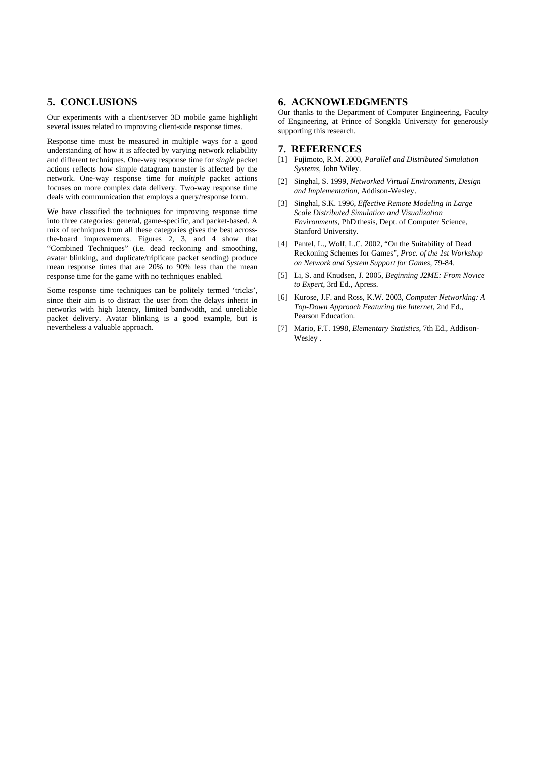## 5. CONCLUSIONS

Our experiments with a client/server 3D mobile game highlight several issues related to improving client-side response times.

Response time must be measured in multiple ways for a good understanding of how it is affected by varying network reliability and different techniques. One-way response time for *single* packet actions reflects how simple datagram transfer is affected by the network. One-way response time for *multiple* packet actions focuses on more complex data delivery. Two-way response time deals with communication that employs a query/response form.

We have classified the techniques for improving response time into three categories: general, game-specific, and packet-based. A mix of techniques from all these categories gives the best across-the-board improvements. Figures 2, 3, and 4 show that "Combined Techniques" (i.e. dead reckoning and smoothing, avatar blinking, and duplicate/triplicate packet sending) produce mean response times that are 20% to 90% less than the mean response time for the game with no techniques enabled.

Some response time techniques can be politely termed 'tricks', since their aim is to distract the user from the delays inherit in networks with high latency, limited bandwidth, and unreliable packet delivery. Avatar blinking is a good example, but is nevertheless a valuable approach.

## 6. ACKNOWLEDGMENTS

Our thanks to the Department of Computer Engineering, Faculty of Engineering, at Prince of Songkla University for generously supporting this research.

## 7. REFERENCES

[1] Fujimoto, R.M. 2000, *Parallel and Distributed Simulation Systems*, John Wiley.

[2] Singhal, S. 1999, *Networked Virtual Environments, Design and Implementation*, Addison-Wesley.

[3] Singhal, S.K. 1996, *Effective Remote Modeling in Large Scale Distributed Simulation and Visualization Environments*, PhD thesis, Dept. of Computer Science, Stanford University.

[4] Pantel, L., Wolf, L.C. 2002, "On the Suitability of Dead Reckoning Schemes for Games", *Proc. of the 1st Workshop on Network and System Support for Games*, 79-84.

[5] Li, S. and Knudsen, J. 2005, *Beginning J2ME: From Novice to Expert*, 3rd Ed., Apress.

[6] Kurose, J.F. and Ross, K.W. 2003, *Computer Networking: A Top-Down Approach Featuring the Internet*, 2nd Ed., Pearson Education.

[7] Mario, F.T. 1998, *Elementary Statistics*, 7th Ed., Addison-Wesley .